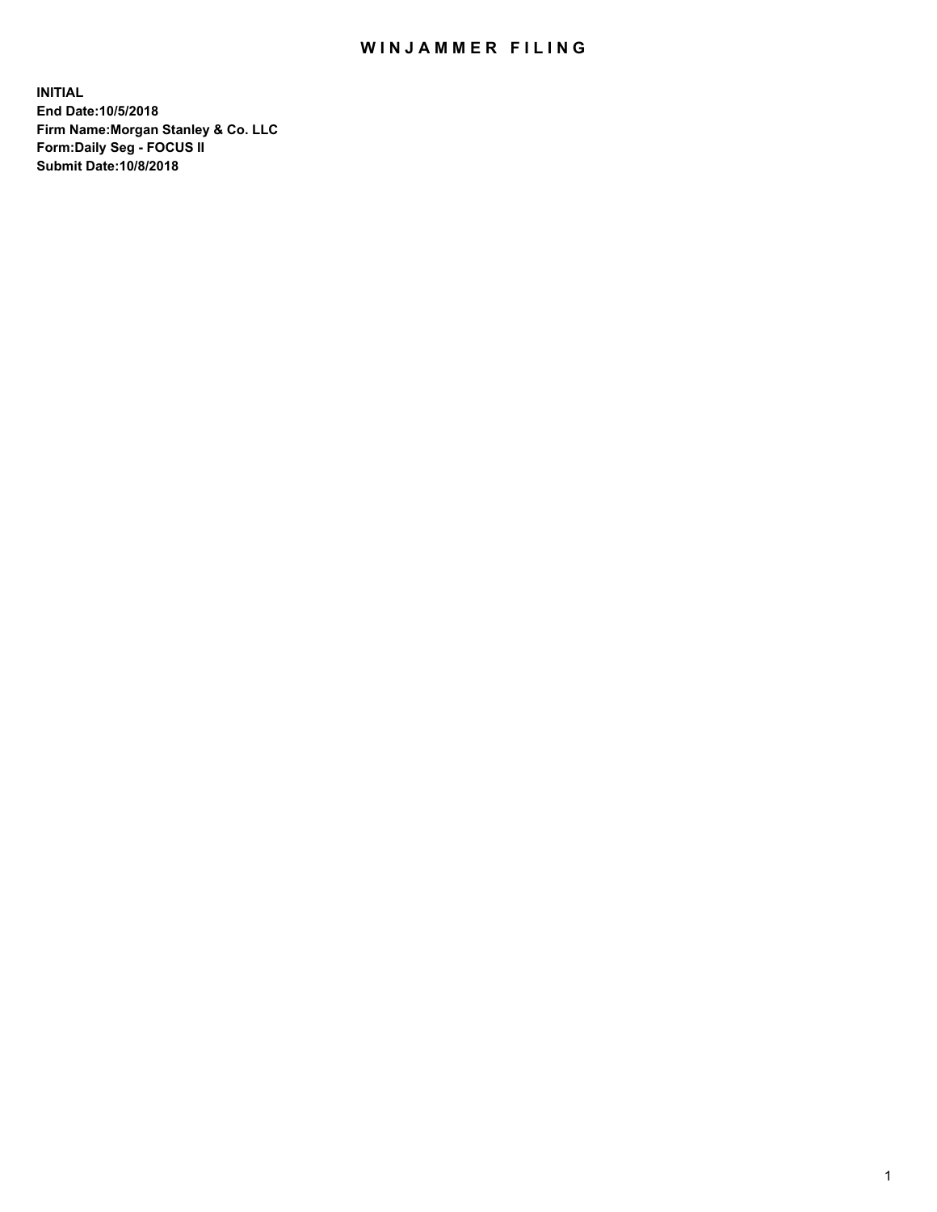# WINJAMMER FILING

**INITIAL**
**End Date:10/5/2018**
**Firm Name:Morgan Stanley & Co. LLC**
**Form:Daily Seg - FOCUS II**
**Submit Date:10/8/2018**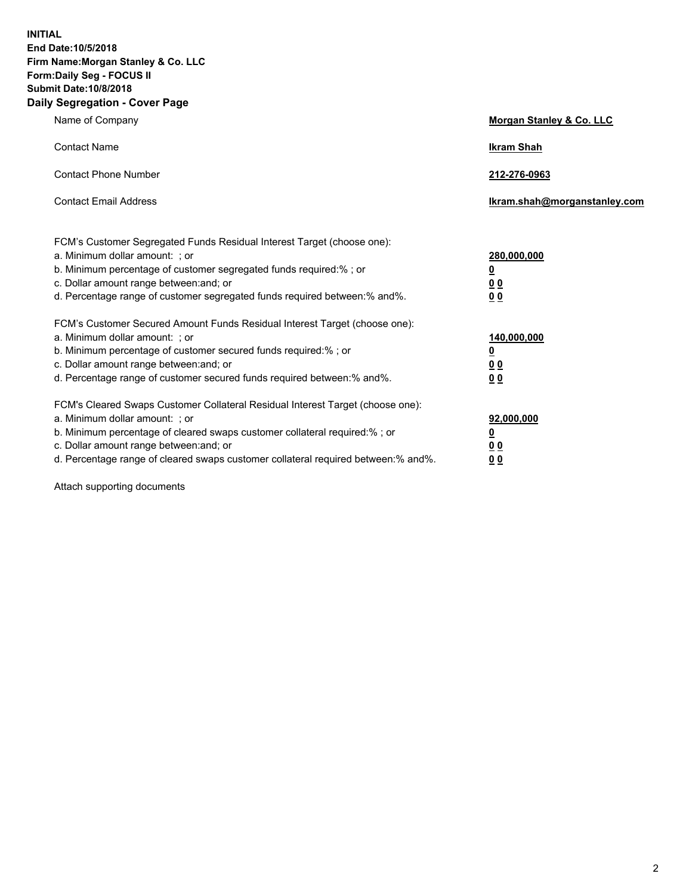**INITIAL**
**End Date:10/5/2018**
**Firm Name:Morgan Stanley & Co. LLC**
**Form:Daily Seg - FOCUS II**
**Submit Date:10/8/2018**
**Daily Segregation - Cover Page**

| | |
|---|---|
| Name of Company | **Morgan Stanley & Co. LLC** |
| Contact Name | **Ikram Shah** |
| Contact Phone Number | **212-276-0963** |
| Contact Email Address | **Ikram.shah@morganstanley.com** |

| | |
|---|---|
| FCM's Customer Segregated Funds Residual Interest Target (choose one): | |
| a. Minimum dollar amount: ; or | **280,000,000** |
| b. Minimum percentage of customer segregated funds required:% ; or | **0** |
| c. Dollar amount range between:and; or | **0 0** |
| d. Percentage range of customer segregated funds required between:% and%. | **0 0** |
| FCM's Customer Secured Amount Funds Residual Interest Target (choose one): | |
| a. Minimum dollar amount: ; or | **140,000,000** |
| b. Minimum percentage of customer secured funds required:% ; or | **0** |
| c. Dollar amount range between:and; or | **0 0** |
| d. Percentage range of customer secured funds required between:% and%. | **0 0** |
| FCM's Cleared Swaps Customer Collateral Residual Interest Target (choose one): | |
| a. Minimum dollar amount: ; or | **92,000,000** |
| b. Minimum percentage of cleared swaps customer collateral required:% ; or | **0** |
| c. Dollar amount range between:and; or | **0 0** |
| d. Percentage range of cleared swaps customer collateral required between:% and%. | **0 0** |

Attach supporting documents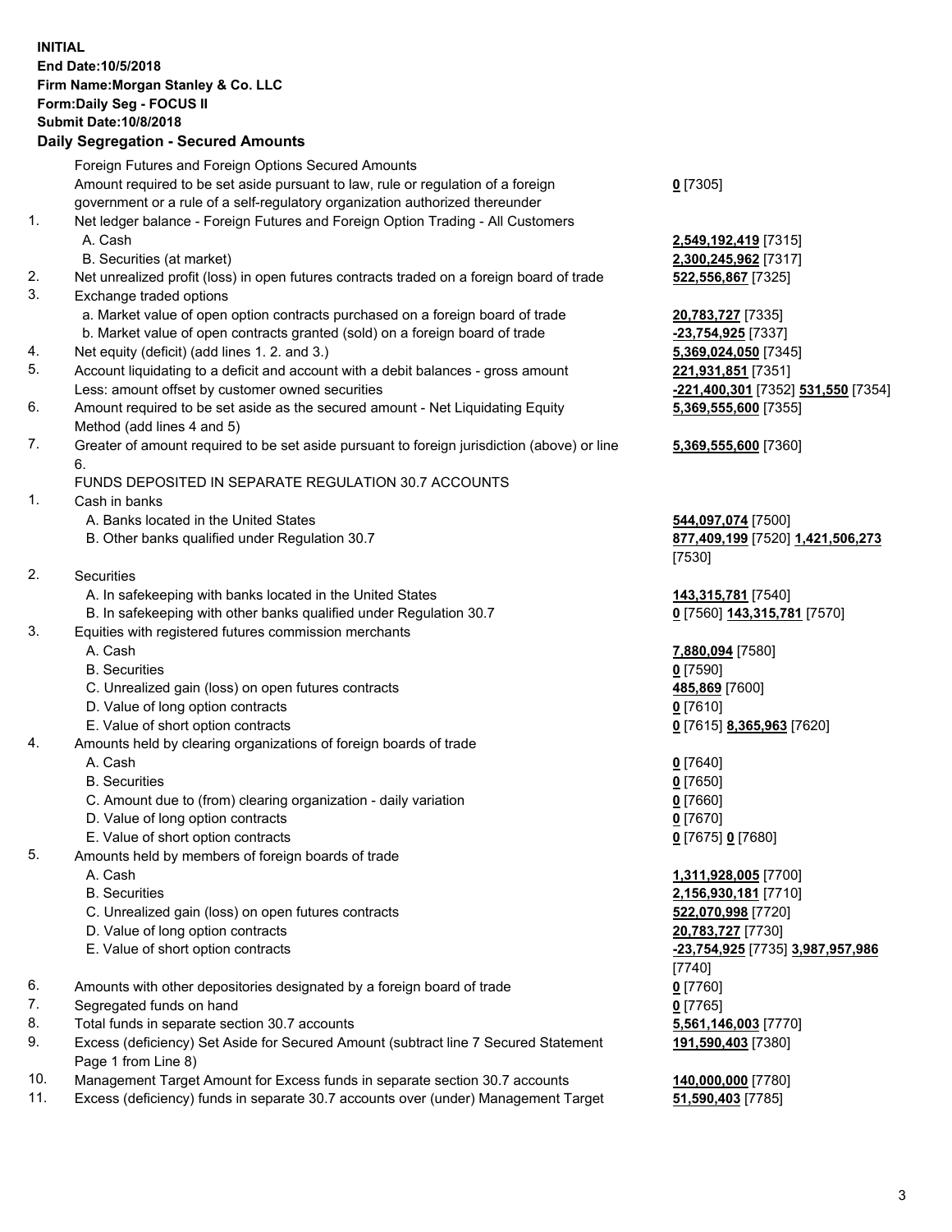**INITIAL**
**End Date:10/5/2018**
**Firm Name:Morgan Stanley & Co. LLC**
**Form:Daily Seg - FOCUS II**
**Submit Date:10/8/2018**

## Daily Segregation - Secured Amounts

| | | |
|---|---|---|
| | Foreign Futures and Foreign Options Secured Amounts | |
| | Amount required to be set aside pursuant to law, rule or regulation of a foreign government or a rule of a self-regulatory organization authorized thereunder | **0** [7305] |
| 1. | Net ledger balance - Foreign Futures and Foreign Option Trading - All Customers | |
| | A. Cash | **2,549,192,419** [7315] |
| | B. Securities (at market) | **2,300,245,962** [7317] |
| 2. | Net unrealized profit (loss) in open futures contracts traded on a foreign board of trade | **522,556,867** [7325] |
| 3. | Exchange traded options | |
| | a. Market value of open option contracts purchased on a foreign board of trade | **20,783,727** [7335] |
| | b. Market value of open contracts granted (sold) on a foreign board of trade | **-23,754,925** [7337] |
| 4. | Net equity (deficit) (add lines 1. 2. and 3.) | **5,369,024,050** [7345] |
| 5. | Account liquidating to a deficit and account with a debit balances - gross amount | **221,931,851** [7351] |
| | Less: amount offset by customer owned securities | **-221,400,301** [7352] **531,550** [7354] |
| 6. | Amount required to be set aside as the secured amount - Net Liquidating Equity Method (add lines 4 and 5) | **5,369,555,600** [7355] |
| 7. | Greater of amount required to be set aside pursuant to foreign jurisdiction (above) or line 6. | **5,369,555,600** [7360] |
| | FUNDS DEPOSITED IN SEPARATE REGULATION 30.7 ACCOUNTS | |
| 1. | Cash in banks | |
| | A. Banks located in the United States | **544,097,074** [7500] |
| | B. Other banks qualified under Regulation 30.7 | **877,409,199** [7520] **1,421,506,273** [7530] |
| 2. | Securities | |
| | A. In safekeeping with banks located in the United States | **143,315,781** [7540] |
| | B. In safekeeping with other banks qualified under Regulation 30.7 | **0** [7560] **143,315,781** [7570] |
| 3. | Equities with registered futures commission merchants | |
| | A. Cash | **7,880,094** [7580] |
| | B. Securities | **0** [7590] |
| | C. Unrealized gain (loss) on open futures contracts | **485,869** [7600] |
| | D. Value of long option contracts | **0** [7610] |
| | E. Value of short option contracts | **0** [7615] **8,365,963** [7620] |
| 4. | Amounts held by clearing organizations of foreign boards of trade | |
| | A. Cash | **0** [7640] |
| | B. Securities | **0** [7650] |
| | C. Amount due to (from) clearing organization - daily variation | **0** [7660] |
| | D. Value of long option contracts | **0** [7670] |
| | E. Value of short option contracts | **0** [7675] **0** [7680] |
| 5. | Amounts held by members of foreign boards of trade | |
| | A. Cash | **1,311,928,005** [7700] |
| | B. Securities | **2,156,930,181** [7710] |
| | C. Unrealized gain (loss) on open futures contracts | **522,070,998** [7720] |
| | D. Value of long option contracts | **20,783,727** [7730] |
| | E. Value of short option contracts | **-23,754,925** [7735] **3,987,957,986** [7740] |
| 6. | Amounts with other depositories designated by a foreign board of trade | **0** [7760] |
| 7. | Segregated funds on hand | **0** [7765] |
| 8. | Total funds in separate section 30.7 accounts | **5,561,146,003** [7770] |
| 9. | Excess (deficiency) Set Aside for Secured Amount (subtract line 7 Secured Statement Page 1 from Line 8) | **191,590,403** [7380] |
| 10. | Management Target Amount for Excess funds in separate section 30.7 accounts | **140,000,000** [7780] |
| 11. | Excess (deficiency) funds in separate 30.7 accounts over (under) Management Target | **51,590,403** [7785] |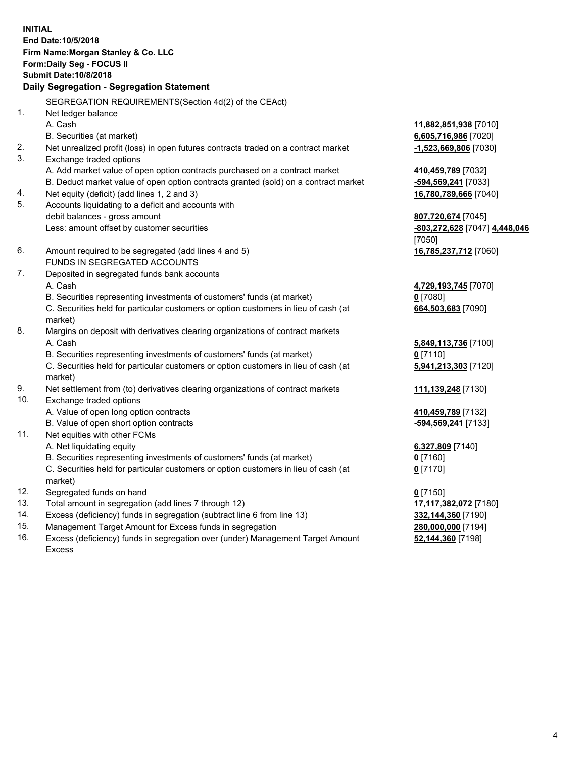**INITIAL**
**End Date:10/5/2018**
**Firm Name:Morgan Stanley & Co. LLC**
**Form:Daily Seg - FOCUS II**
**Submit Date:10/8/2018**

## Daily Segregation - Segregation Statement

| | | |
|---|---|---|
| | SEGREGATION REQUIREMENTS(Section 4d(2) of the CEAct) | |
| 1. | Net ledger balance | |
| | A. Cash | **11,882,851,938** [7010] |
| | B. Securities (at market) | **6,605,716,986** [7020] |
| 2. | Net unrealized profit (loss) in open futures contracts traded on a contract market | **-1,523,669,806** [7030] |
| 3. | Exchange traded options | |
| | A. Add market value of open option contracts purchased on a contract market | **410,459,789** [7032] |
| | B. Deduct market value of open option contracts granted (sold) on a contract market | **-594,569,241** [7033] |
| 4. | Net equity (deficit) (add lines 1, 2 and 3) | **16,780,789,666** [7040] |
| 5. | Accounts liquidating to a deficit and accounts with debit balances - gross amount | **807,720,674** [7045] |
| | Less: amount offset by customer securities | **-803,272,628** [7047] **4,448,046** [7050] |
| 6. | Amount required to be segregated (add lines 4 and 5) | **16,785,237,712** [7060] |
| | FUNDS IN SEGREGATED ACCOUNTS | |
| 7. | Deposited in segregated funds bank accounts | |
| | A. Cash | **4,729,193,745** [7070] |
| | B. Securities representing investments of customers' funds (at market) | **0** [7080] |
| | C. Securities held for particular customers or option customers in lieu of cash (at market) | **664,503,683** [7090] |
| 8. | Margins on deposit with derivatives clearing organizations of contract markets | |
| | A. Cash | **5,849,113,736** [7100] |
| | B. Securities representing investments of customers' funds (at market) | **0** [7110] |
| | C. Securities held for particular customers or option customers in lieu of cash (at market) | **5,941,213,303** [7120] |
| 9. | Net settlement from (to) derivatives clearing organizations of contract markets | **111,139,248** [7130] |
| 10. | Exchange traded options | |
| | A. Value of open long option contracts | **410,459,789** [7132] |
| | B. Value of open short option contracts | **-594,569,241** [7133] |
| 11. | Net equities with other FCMs | |
| | A. Net liquidating equity | **6,327,809** [7140] |
| | B. Securities representing investments of customers' funds (at market) | **0** [7160] |
| | C. Securities held for particular customers or option customers in lieu of cash (at market) | **0** [7170] |
| 12. | Segregated funds on hand | **0** [7150] |
| 13. | Total amount in segregation (add lines 7 through 12) | **17,117,382,072** [7180] |
| 14. | Excess (deficiency) funds in segregation (subtract line 6 from line 13) | **332,144,360** [7190] |
| 15. | Management Target Amount for Excess funds in segregation | **280,000,000** [7194] |
| 16. | Excess (deficiency) funds in segregation over (under) Management Target Amount Excess | **52,144,360** [7198] |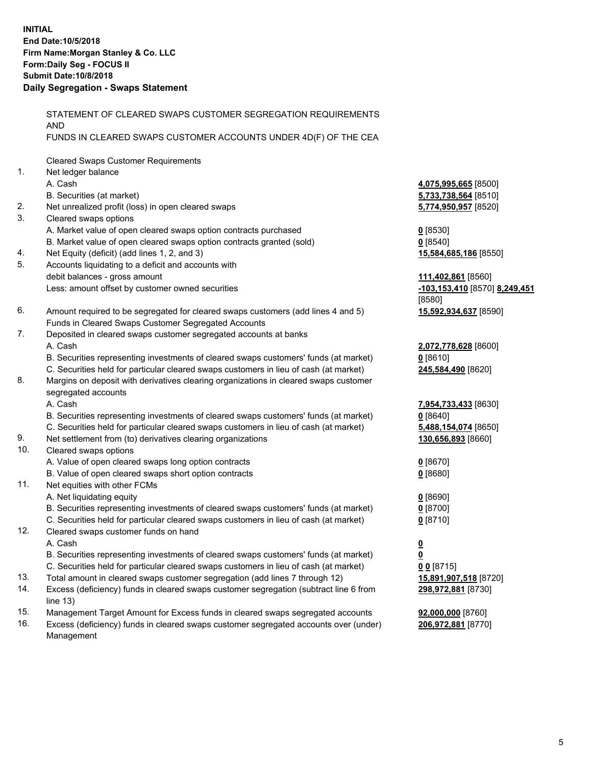**INITIAL**
**End Date:10/5/2018**
**Firm Name:Morgan Stanley & Co. LLC**
**Form:Daily Seg - FOCUS II**
**Submit Date:10/8/2018**
**Daily Segregation - Swaps Statement**

STATEMENT OF CLEARED SWAPS CUSTOMER SEGREGATION REQUIREMENTS AND FUNDS IN CLEARED SWAPS CUSTOMER ACCOUNTS UNDER 4D(F) OF THE CEA

| | | |
|---|---|---|
| | Cleared Swaps Customer Requirements | |
| 1. | Net ledger balance | |
| | A. Cash | **4,075,995,665** [8500] |
| | B. Securities (at market) | **5,733,738,564** [8510] |
| 2. | Net unrealized profit (loss) in open cleared swaps | **5,774,950,957** [8520] |
| 3. | Cleared swaps options | |
| | A. Market value of open cleared swaps option contracts purchased | **0** [8530] |
| | B. Market value of open cleared swaps option contracts granted (sold) | **0** [8540] |
| 4. | Net Equity (deficit) (add lines 1, 2, and 3) | **15,584,685,186** [8550] |
| 5. | Accounts liquidating to a deficit and accounts with debit balances - gross amount | **111,402,861** [8560] |
| | Less: amount offset by customer owned securities | **-103,153,410** [8570] **8,249,451** [8580] |
| 6. | Amount required to be segregated for cleared swaps customers (add lines 4 and 5) | **15,592,934,637** [8590] |
| | Funds in Cleared Swaps Customer Segregated Accounts | |
| 7. | Deposited in cleared swaps customer segregated accounts at banks | |
| | A. Cash | **2,072,778,628** [8600] |
| | B. Securities representing investments of cleared swaps customers' funds (at market) | **0** [8610] |
| | C. Securities held for particular cleared swaps customers in lieu of cash (at market) | **245,584,490** [8620] |
| 8. | Margins on deposit with derivatives clearing organizations in cleared swaps customer segregated accounts | |
| | A. Cash | **7,954,733,433** [8630] |
| | B. Securities representing investments of cleared swaps customers' funds (at market) | **0** [8640] |
| | C. Securities held for particular cleared swaps customers in lieu of cash (at market) | **5,488,154,074** [8650] |
| 9. | Net settlement from (to) derivatives clearing organizations | **130,656,893** [8660] |
| 10. | Cleared swaps options | |
| | A. Value of open cleared swaps long option contracts | **0** [8670] |
| | B. Value of open cleared swaps short option contracts | **0** [8680] |
| 11. | Net equities with other FCMs | |
| | A. Net liquidating equity | **0** [8690] |
| | B. Securities representing investments of cleared swaps customers' funds (at market) | **0** [8700] |
| | C. Securities held for particular cleared swaps customers in lieu of cash (at market) | **0** [8710] |
| 12. | Cleared swaps customer funds on hand | |
| | A. Cash | **0** |
| | B. Securities representing investments of cleared swaps customers' funds (at market) | **0** |
| | C. Securities held for particular cleared swaps customers in lieu of cash (at market) | **0** **0** [8715] |
| 13. | Total amount in cleared swaps customer segregation (add lines 7 through 12) | **15,891,907,518** [8720] |
| 14. | Excess (deficiency) funds in cleared swaps customer segregation (subtract line 6 from line 13) | **298,972,881** [8730] |
| 15. | Management Target Amount for Excess funds in cleared swaps segregated accounts | **92,000,000** [8760] |
| 16. | Excess (deficiency) funds in cleared swaps customer segregated accounts over (under) Management | **206,972,881** [8770] |